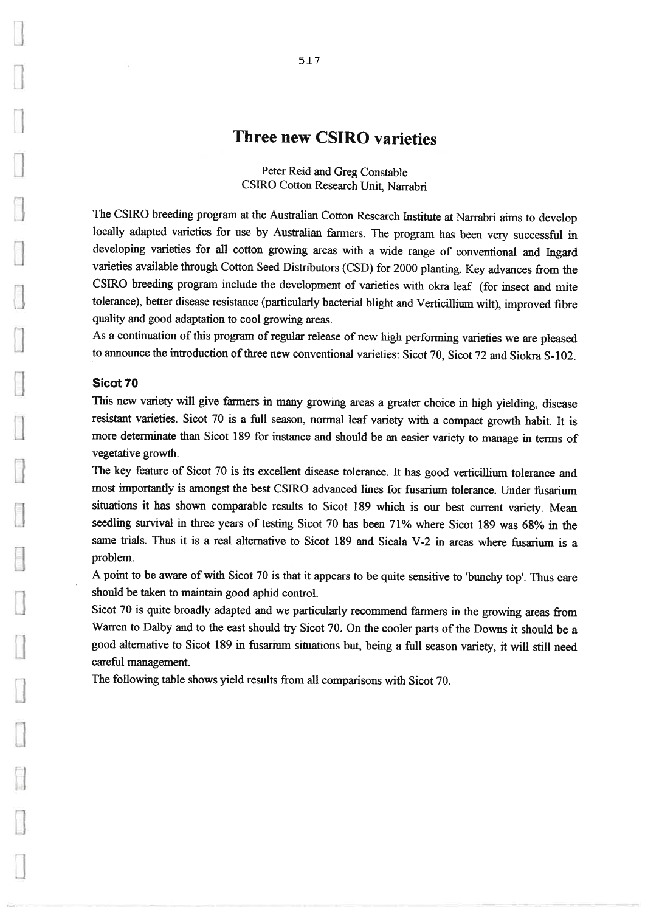# Three new CSIRO varieties

Peter Reid and Greg Constable
CSIRO Cotton Research Unit, Narrabri

The CSIRO breeding program at the Australian Cotton Research Institute at Narrabri aims to develop locally adapted varieties for use by Australian farmers. The program has been very successful in developing varieties for all cotton growing areas with a wide range of conventional and Ingard varieties available through Cotton Seed Distributors (CSD) for 2000 planting. Key advances from the CSIRO breeding program include the development of varieties with okra leaf (for insect and mite tolerance), better disease resistance (particularly bacterial blight and Verticillium wilt), improved fibre quality and good adaptation to cool growing areas.

As a continuation of this program of regular release of new high performing varieties we are pleased to announce the introduction of three new conventional varieties: Sicot 70, Sicot 72 and Siokra S-102.

## Sicot 70

This new variety will give farmers in many growing areas a greater choice in high yielding, disease resistant varieties. Sicot 70 is a full season, normal leaf variety with a compact growth habit. It is more determinate than Sicot 189 for instance and should be an easier variety to manage in terms of vegetative growth.

The key feature of Sicot 70 is its excellent disease tolerance. It has good verticillium tolerance and most importantly is amongst the best CSIRO advanced lines for fusarium tolerance. Under fusarium situations it has shown comparable results to Sicot 189 which is our best current variety. Mean seedling survival in three years of testing Sicot 70 has been 71% where Sicot 189 was 68% in the same trials. Thus it is a real alternative to Sicot 189 and Sicala V-2 in areas where fusarium is a problem.

A point to be aware of with Sicot 70 is that it appears to be quite sensitive to 'bunchy top'. Thus care should be taken to maintain good aphid control.

Sicot 70 is quite broadly adapted and we particularly recommend farmers in the growing areas from Warren to Dalby and to the east should try Sicot 70. On the cooler parts of the Downs it should be a good alternative to Sicot 189 in fusarium situations but, being a full season variety, it will still need careful management.

The following table shows yield results from all comparisons with Sicot 70.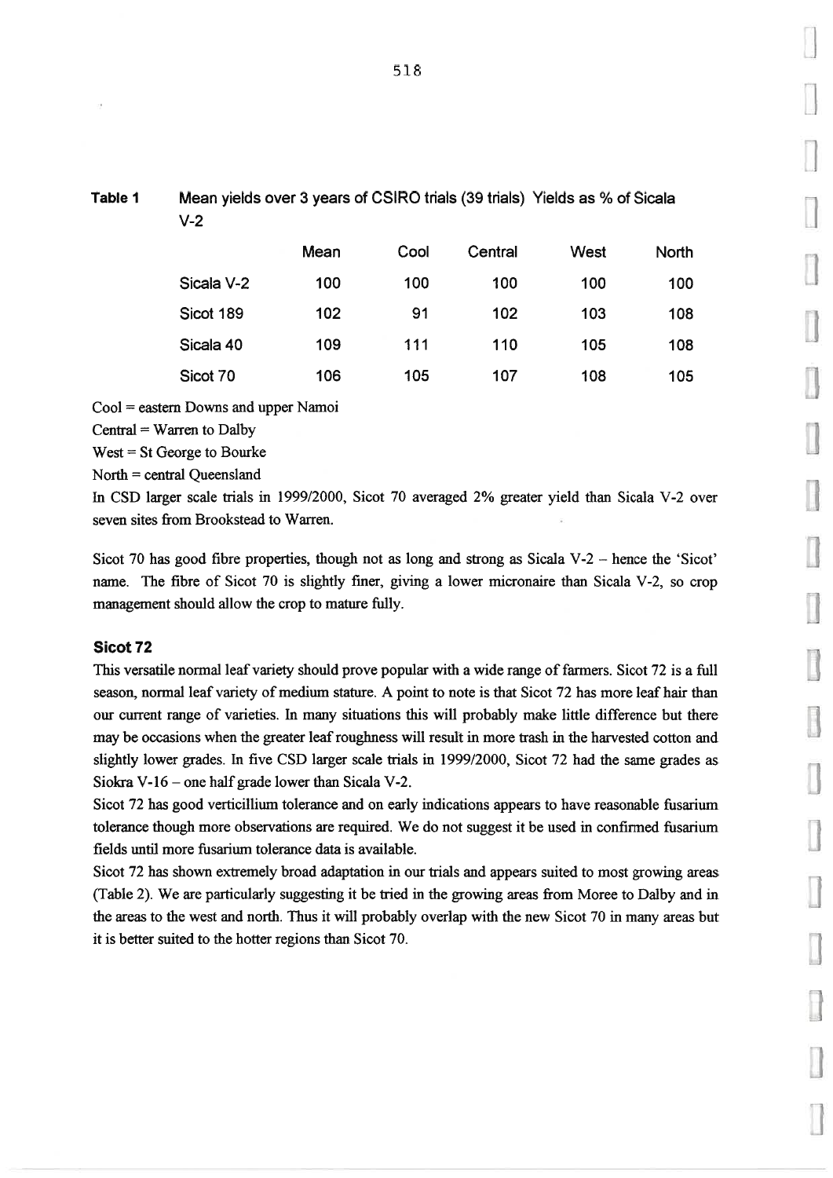**Table 1** Mean yields over 3 years of CSIRO trials (39 trials) Yields as % of Sicala V-2

| | Mean | Cool | Central | West | North |
|---|---|---|---|---|---|
| Sicala V-2 | 100 | 100 | 100 | 100 | 100 |
| Sicot 189 | 102 | 91 | 102 | 103 | 108 |
| Sicala 40 | 109 | 111 | 110 | 105 | 108 |
| Sicot 70 | 106 | 105 | 107 | 108 | 105 |

Cool = eastern Downs and upper Namoi

Central = Warren to Dalby

West = St George to Bourke

North = central Queensland

In CSD larger scale trials in 1999/2000, Sicot 70 averaged 2% greater yield than Sicala V-2 over seven sites from Brookstead to Warren.

Sicot 70 has good fibre properties, though not as long and strong as Sicala V-2 – hence the 'Sicot' name. The fibre of Sicot 70 is slightly finer, giving a lower micronaire than Sicala V-2, so crop management should allow the crop to mature fully.

### Sicot 72

This versatile normal leaf variety should prove popular with a wide range of farmers. Sicot 72 is a full season, normal leaf variety of medium stature. A point to note is that Sicot 72 has more leaf hair than our current range of varieties. In many situations this will probably make little difference but there may be occasions when the greater leaf roughness will result in more trash in the harvested cotton and slightly lower grades. In five CSD larger scale trials in 1999/2000, Sicot 72 had the same grades as Siokra V-16 – one half grade lower than Sicala V-2.

Sicot 72 has good verticillium tolerance and on early indications appears to have reasonable fusarium tolerance though more observations are required. We do not suggest it be used in confirmed fusarium fields until more fusarium tolerance data is available.

Sicot 72 has shown extremely broad adaptation in our trials and appears suited to most growing areas (Table 2). We are particularly suggesting it be tried in the growing areas from Moree to Dalby and in the areas to the west and north. Thus it will probably overlap with the new Sicot 70 in many areas but it is better suited to the hotter regions than Sicot 70.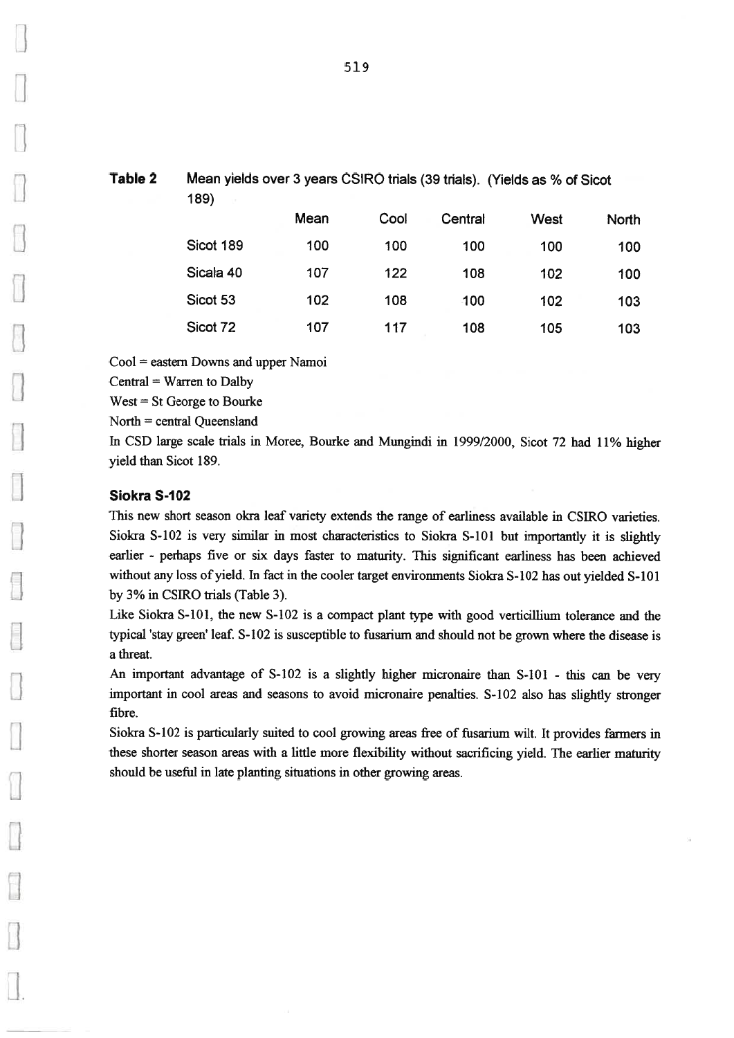**Table 2** Mean yields over 3 years CSIRO trials (39 trials). (Yields as % of Sicot 189)

| | Mean | Cool | Central | West | North |
|---|---|---|---|---|---|
| Sicot 189 | 100 | 100 | 100 | 100 | 100 |
| Sicala 40 | 107 | 122 | 108 | 102 | 100 |
| Sicot 53 | 102 | 108 | 100 | 102 | 103 |
| Sicot 72 | 107 | 117 | 108 | 105 | 103 |

Cool = eastern Downs and upper Namoi

Central = Warren to Dalby

West = St George to Bourke

North = central Queensland

In CSD large scale trials in Moree, Bourke and Mungindi in 1999/2000, Sicot 72 had 11% higher yield than Sicot 189.

### Siokra S-102

This new short season okra leaf variety extends the range of earliness available in CSIRO varieties. Siokra S-102 is very similar in most characteristics to Siokra S-101 but importantly it is slightly earlier - perhaps five or six days faster to maturity. This significant earliness has been achieved without any loss of yield. In fact in the cooler target environments Siokra S-102 has out yielded S-101 by 3% in CSIRO trials (Table 3).

Like Siokra S-101, the new S-102 is a compact plant type with good verticillium tolerance and the typical 'stay green' leaf. S-102 is susceptible to fusarium and should not be grown where the disease is a threat.

An important advantage of S-102 is a slightly higher micronaire than S-101 - this can be very important in cool areas and seasons to avoid micronaire penalties. S-102 also has slightly stronger fibre.

Siokra S-102 is particularly suited to cool growing areas free of fusarium wilt. It provides farmers in these shorter season areas with a little more flexibility without sacrificing yield. The earlier maturity should be useful in late planting situations in other growing areas.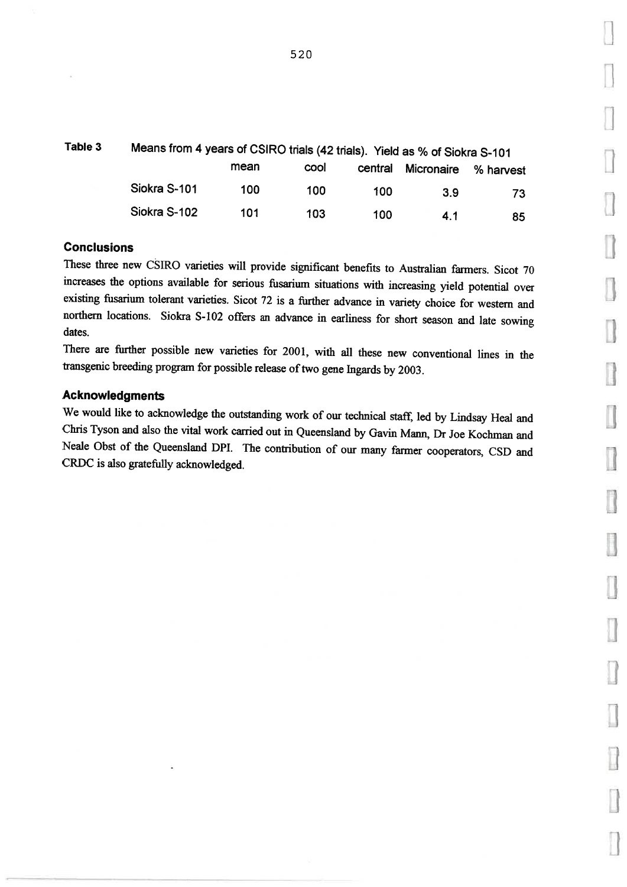**Table 3** Means from 4 years of CSIRO trials (42 trials). Yield as % of Siokra S-101

| | mean | cool | central | Micronaire | % harvest |
|---|---|---|---|---|---|
| Siokra S-101 | 100 | 100 | 100 | 3.9 | 73 |
| Siokra S-102 | 101 | 103 | 100 | 4.1 | 85 |

## Conclusions

These three new CSIRO varieties will provide significant benefits to Australian farmers. Sicot 70 increases the options available for serious fusarium situations with increasing yield potential over existing fusarium tolerant varieties. Sicot 72 is a further advance in variety choice for western and northern locations. Siokra S-102 offers an advance in earliness for short season and late sowing dates.

There are further possible new varieties for 2001, with all these new conventional lines in the transgenic breeding program for possible release of two gene Ingards by 2003.

## Acknowledgments

We would like to acknowledge the outstanding work of our technical staff, led by Lindsay Heal and Chris Tyson and also the vital work carried out in Queensland by Gavin Mann, Dr Joe Kochman and Neale Obst of the Queensland DPI. The contribution of our many farmer cooperators, CSD and CRDC is also gratefully acknowledged.